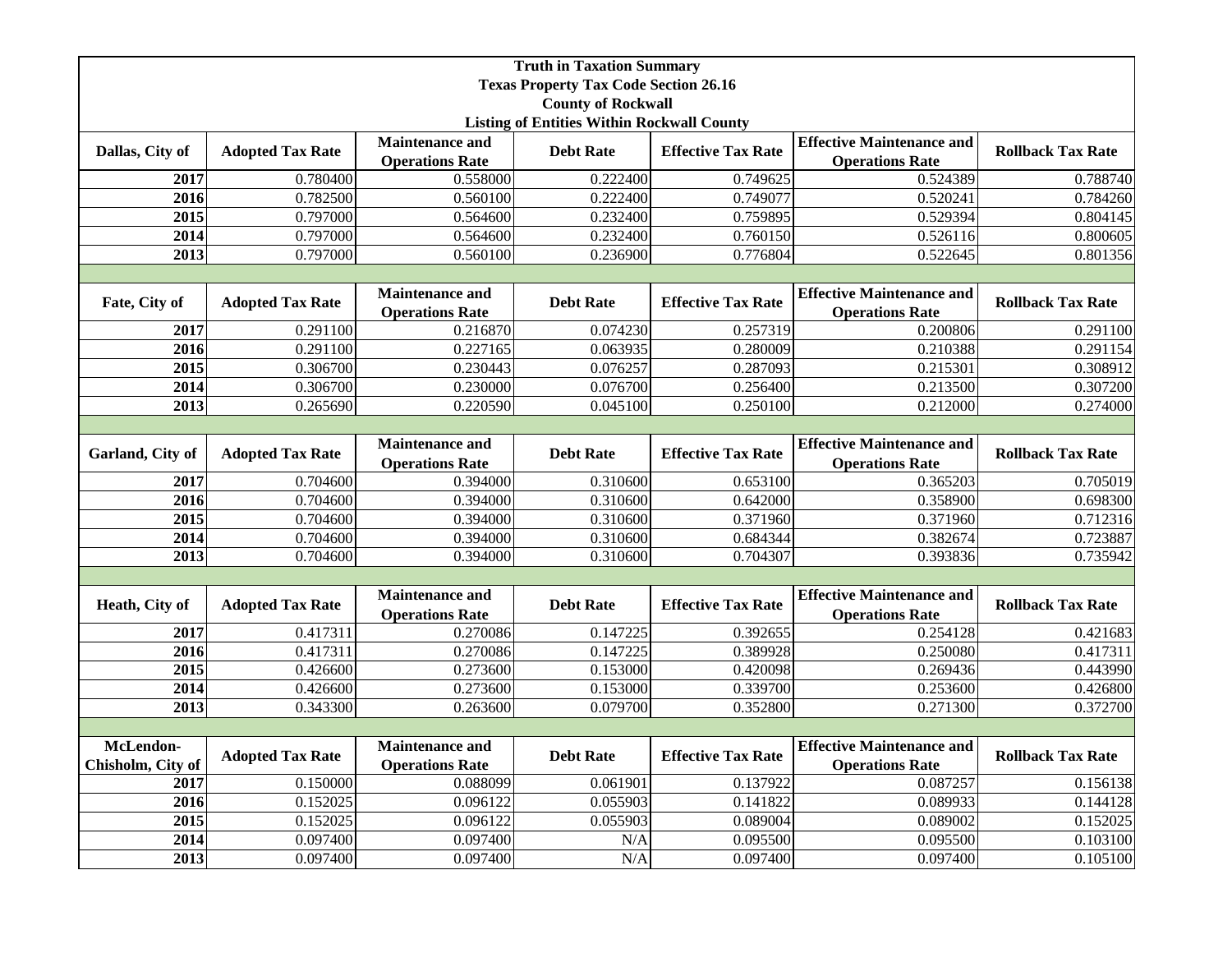**Truth in Taxation Summary**
**Texas Property Tax Code Section 26.16**
**County of Rockwall**
**Listing of Entities Within Rockwall County**

| Dallas, City of | Adopted Tax Rate | Maintenance and Operations Rate | Debt Rate | Effective Tax Rate | Effective Maintenance and Operations Rate | Rollback Tax Rate |
|---|---|---|---|---|---|---|
| 2017 | 0.780400 | 0.558000 | 0.222400 | 0.749625 | 0.524389 | 0.788740 |
| 2016 | 0.782500 | 0.560100 | 0.222400 | 0.749077 | 0.520241 | 0.784260 |
| 2015 | 0.797000 | 0.564600 | 0.232400 | 0.759895 | 0.529394 | 0.804145 |
| 2014 | 0.797000 | 0.564600 | 0.232400 | 0.760150 | 0.526116 | 0.800605 |
| 2013 | 0.797000 | 0.560100 | 0.236900 | 0.776804 | 0.522645 | 0.801356 |

| Fate, City of | Adopted Tax Rate | Maintenance and Operations Rate | Debt Rate | Effective Tax Rate | Effective Maintenance and Operations Rate | Rollback Tax Rate |
|---|---|---|---|---|---|---|
| 2017 | 0.291100 | 0.216870 | 0.074230 | 0.257319 | 0.200806 | 0.291100 |
| 2016 | 0.291100 | 0.227165 | 0.063935 | 0.280009 | 0.210388 | 0.291154 |
| 2015 | 0.306700 | 0.230443 | 0.076257 | 0.287093 | 0.215301 | 0.308912 |
| 2014 | 0.306700 | 0.230000 | 0.076700 | 0.256400 | 0.213500 | 0.307200 |
| 2013 | 0.265690 | 0.220590 | 0.045100 | 0.250100 | 0.212000 | 0.274000 |

| Garland, City of | Adopted Tax Rate | Maintenance and Operations Rate | Debt Rate | Effective Tax Rate | Effective Maintenance and Operations Rate | Rollback Tax Rate |
|---|---|---|---|---|---|---|
| 2017 | 0.704600 | 0.394000 | 0.310600 | 0.653100 | 0.365203 | 0.705019 |
| 2016 | 0.704600 | 0.394000 | 0.310600 | 0.642000 | 0.358900 | 0.698300 |
| 2015 | 0.704600 | 0.394000 | 0.310600 | 0.371960 | 0.371960 | 0.712316 |
| 2014 | 0.704600 | 0.394000 | 0.310600 | 0.684344 | 0.382674 | 0.723887 |
| 2013 | 0.704600 | 0.394000 | 0.310600 | 0.704307 | 0.393836 | 0.735942 |

| Heath, City of | Adopted Tax Rate | Maintenance and Operations Rate | Debt Rate | Effective Tax Rate | Effective Maintenance and Operations Rate | Rollback Tax Rate |
|---|---|---|---|---|---|---|
| 2017 | 0.417311 | 0.270086 | 0.147225 | 0.392655 | 0.254128 | 0.421683 |
| 2016 | 0.417311 | 0.270086 | 0.147225 | 0.389928 | 0.250080 | 0.417311 |
| 2015 | 0.426600 | 0.273600 | 0.153000 | 0.420098 | 0.269436 | 0.443990 |
| 2014 | 0.426600 | 0.273600 | 0.153000 | 0.339700 | 0.253600 | 0.426800 |
| 2013 | 0.343300 | 0.263600 | 0.079700 | 0.352800 | 0.271300 | 0.372700 |

| McLendon-Chisholm, City of | Adopted Tax Rate | Maintenance and Operations Rate | Debt Rate | Effective Tax Rate | Effective Maintenance and Operations Rate | Rollback Tax Rate |
|---|---|---|---|---|---|---|
| 2017 | 0.150000 | 0.088099 | 0.061901 | 0.137922 | 0.087257 | 0.156138 |
| 2016 | 0.152025 | 0.096122 | 0.055903 | 0.141822 | 0.089933 | 0.144128 |
| 2015 | 0.152025 | 0.096122 | 0.055903 | 0.089004 | 0.089002 | 0.152025 |
| 2014 | 0.097400 | 0.097400 | N/A | 0.095500 | 0.095500 | 0.103100 |
| 2013 | 0.097400 | 0.097400 | N/A | 0.097400 | 0.097400 | 0.105100 |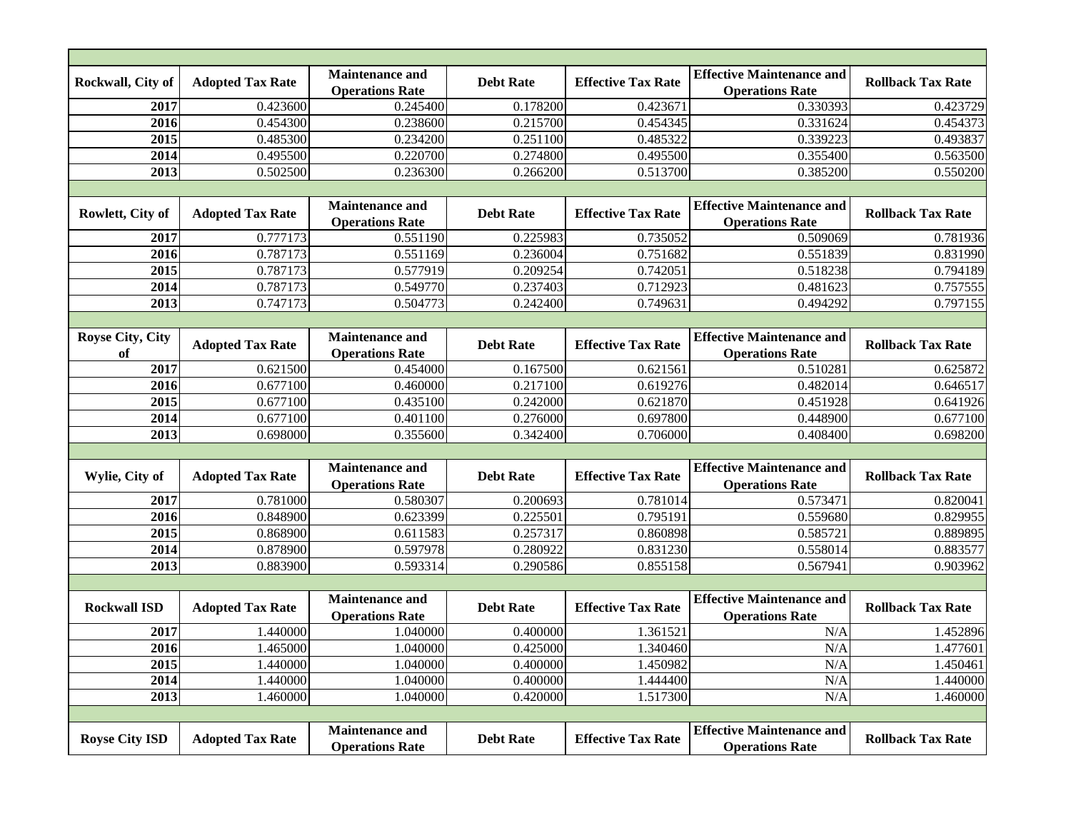| Rockwall, City of | Adopted Tax Rate | Maintenance and Operations Rate | Debt Rate | Effective Tax Rate | Effective Maintenance and Operations Rate | Rollback Tax Rate |
|---|---|---|---|---|---|---|
| 2017 | 0.423600 | 0.245400 | 0.178200 | 0.423671 | 0.330393 | 0.423729 |
| 2016 | 0.454300 | 0.238600 | 0.215700 | 0.454345 | 0.331624 | 0.454373 |
| 2015 | 0.485300 | 0.234200 | 0.251100 | 0.485322 | 0.339223 | 0.493837 |
| 2014 | 0.495500 | 0.220700 | 0.274800 | 0.495500 | 0.355400 | 0.563500 |
| 2013 | 0.502500 | 0.236300 | 0.266200 | 0.513700 | 0.385200 | 0.550200 |

| Rowlett, City of | Adopted Tax Rate | Maintenance and Operations Rate | Debt Rate | Effective Tax Rate | Effective Maintenance and Operations Rate | Rollback Tax Rate |
|---|---|---|---|---|---|---|
| 2017 | 0.777173 | 0.551190 | 0.225983 | 0.735052 | 0.509069 | 0.781936 |
| 2016 | 0.787173 | 0.551169 | 0.236004 | 0.751682 | 0.551839 | 0.831990 |
| 2015 | 0.787173 | 0.577919 | 0.209254 | 0.742051 | 0.518238 | 0.794189 |
| 2014 | 0.787173 | 0.549770 | 0.237403 | 0.712923 | 0.481623 | 0.757555 |
| 2013 | 0.747173 | 0.504773 | 0.242400 | 0.749631 | 0.494292 | 0.797155 |

| Royse City, City of | Adopted Tax Rate | Maintenance and Operations Rate | Debt Rate | Effective Tax Rate | Effective Maintenance and Operations Rate | Rollback Tax Rate |
|---|---|---|---|---|---|---|
| 2017 | 0.621500 | 0.454000 | 0.167500 | 0.621561 | 0.510281 | 0.625872 |
| 2016 | 0.677100 | 0.460000 | 0.217100 | 0.619276 | 0.482014 | 0.646517 |
| 2015 | 0.677100 | 0.435100 | 0.242000 | 0.621870 | 0.451928 | 0.641926 |
| 2014 | 0.677100 | 0.401100 | 0.276000 | 0.697800 | 0.448900 | 0.677100 |
| 2013 | 0.698000 | 0.355600 | 0.342400 | 0.706000 | 0.408400 | 0.698200 |

| Wylie, City of | Adopted Tax Rate | Maintenance and Operations Rate | Debt Rate | Effective Tax Rate | Effective Maintenance and Operations Rate | Rollback Tax Rate |
|---|---|---|---|---|---|---|
| 2017 | 0.781000 | 0.580307 | 0.200693 | 0.781014 | 0.573471 | 0.820041 |
| 2016 | 0.848900 | 0.623399 | 0.225501 | 0.795191 | 0.559680 | 0.829955 |
| 2015 | 0.868900 | 0.611583 | 0.257317 | 0.860898 | 0.585721 | 0.889895 |
| 2014 | 0.878900 | 0.597978 | 0.280922 | 0.831230 | 0.558014 | 0.883577 |
| 2013 | 0.883900 | 0.593314 | 0.290586 | 0.855158 | 0.567941 | 0.903962 |

| Rockwall ISD | Adopted Tax Rate | Maintenance and Operations Rate | Debt Rate | Effective Tax Rate | Effective Maintenance and Operations Rate | Rollback Tax Rate |
|---|---|---|---|---|---|---|
| 2017 | 1.440000 | 1.040000 | 0.400000 | 1.361521 | N/A | 1.452896 |
| 2016 | 1.465000 | 1.040000 | 0.425000 | 1.340460 | N/A | 1.477601 |
| 2015 | 1.440000 | 1.040000 | 0.400000 | 1.450982 | N/A | 1.450461 |
| 2014 | 1.440000 | 1.040000 | 0.400000 | 1.444400 | N/A | 1.440000 |
| 2013 | 1.460000 | 1.040000 | 0.420000 | 1.517300 | N/A | 1.460000 |

| Royse City ISD | Adopted Tax Rate | Maintenance and Operations Rate | Debt Rate | Effective Tax Rate | Effective Maintenance and Operations Rate | Rollback Tax Rate |
|---|---|---|---|---|---|---|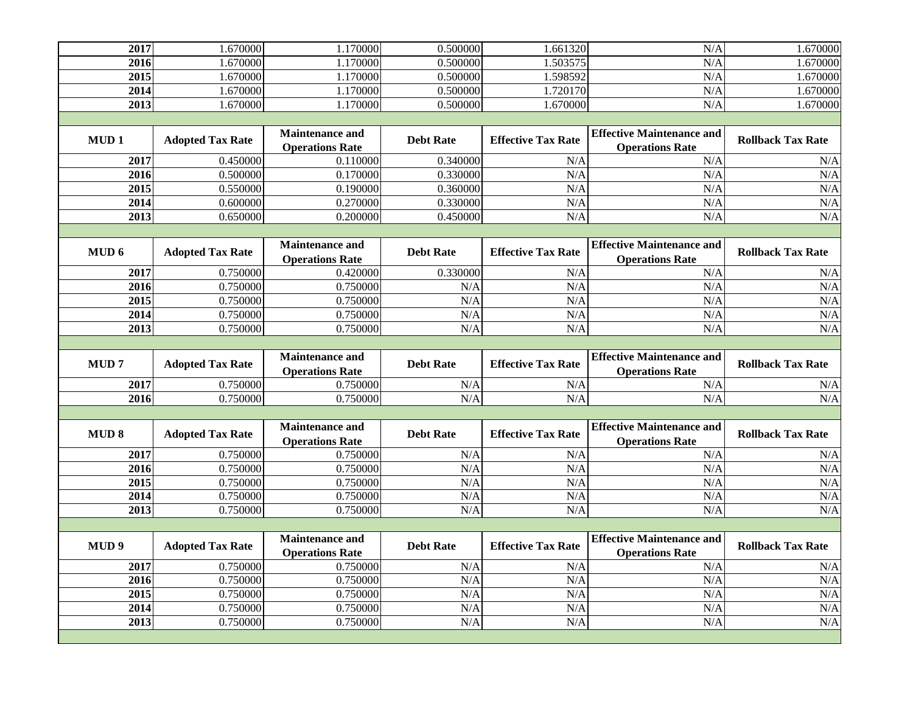| | | | | | | |
|---|---|---|---|---|---|---|
| **2017** | 1.670000 | 1.170000 | 0.500000 | 1.661320 | N/A | 1.670000 |
| **2016** | 1.670000 | 1.170000 | 0.500000 | 1.503575 | N/A | 1.670000 |
| **2015** | 1.670000 | 1.170000 | 0.500000 | 1.598592 | N/A | 1.670000 |
| **2014** | 1.670000 | 1.170000 | 0.500000 | 1.720170 | N/A | 1.670000 |
| **2013** | 1.670000 | 1.170000 | 0.500000 | 1.670000 | N/A | 1.670000 |

| MUD 1 | Adopted Tax Rate | Maintenance and Operations Rate | Debt Rate | Effective Tax Rate | Effective Maintenance and Operations Rate | Rollback Tax Rate |
|---|---|---|---|---|---|---|
| **2017** | 0.450000 | 0.110000 | 0.340000 | N/A | N/A | N/A |
| **2016** | 0.500000 | 0.170000 | 0.330000 | N/A | N/A | N/A |
| **2015** | 0.550000 | 0.190000 | 0.360000 | N/A | N/A | N/A |
| **2014** | 0.600000 | 0.270000 | 0.330000 | N/A | N/A | N/A |
| **2013** | 0.650000 | 0.200000 | 0.450000 | N/A | N/A | N/A |

| MUD 6 | Adopted Tax Rate | Maintenance and Operations Rate | Debt Rate | Effective Tax Rate | Effective Maintenance and Operations Rate | Rollback Tax Rate |
|---|---|---|---|---|---|---|
| **2017** | 0.750000 | 0.420000 | 0.330000 | N/A | N/A | N/A |
| **2016** | 0.750000 | 0.750000 | N/A | N/A | N/A | N/A |
| **2015** | 0.750000 | 0.750000 | N/A | N/A | N/A | N/A |
| **2014** | 0.750000 | 0.750000 | N/A | N/A | N/A | N/A |
| **2013** | 0.750000 | 0.750000 | N/A | N/A | N/A | N/A |

| MUD 7 | Adopted Tax Rate | Maintenance and Operations Rate | Debt Rate | Effective Tax Rate | Effective Maintenance and Operations Rate | Rollback Tax Rate |
|---|---|---|---|---|---|---|
| **2017** | 0.750000 | 0.750000 | N/A | N/A | N/A | N/A |
| **2016** | 0.750000 | 0.750000 | N/A | N/A | N/A | N/A |

| MUD 8 | Adopted Tax Rate | Maintenance and Operations Rate | Debt Rate | Effective Tax Rate | Effective Maintenance and Operations Rate | Rollback Tax Rate |
|---|---|---|---|---|---|---|
| **2017** | 0.750000 | 0.750000 | N/A | N/A | N/A | N/A |
| **2016** | 0.750000 | 0.750000 | N/A | N/A | N/A | N/A |
| **2015** | 0.750000 | 0.750000 | N/A | N/A | N/A | N/A |
| **2014** | 0.750000 | 0.750000 | N/A | N/A | N/A | N/A |
| **2013** | 0.750000 | 0.750000 | N/A | N/A | N/A | N/A |

| MUD 9 | Adopted Tax Rate | Maintenance and Operations Rate | Debt Rate | Effective Tax Rate | Effective Maintenance and Operations Rate | Rollback Tax Rate |
|---|---|---|---|---|---|---|
| **2017** | 0.750000 | 0.750000 | N/A | N/A | N/A | N/A |
| **2016** | 0.750000 | 0.750000 | N/A | N/A | N/A | N/A |
| **2015** | 0.750000 | 0.750000 | N/A | N/A | N/A | N/A |
| **2014** | 0.750000 | 0.750000 | N/A | N/A | N/A | N/A |
| **2013** | 0.750000 | 0.750000 | N/A | N/A | N/A | N/A |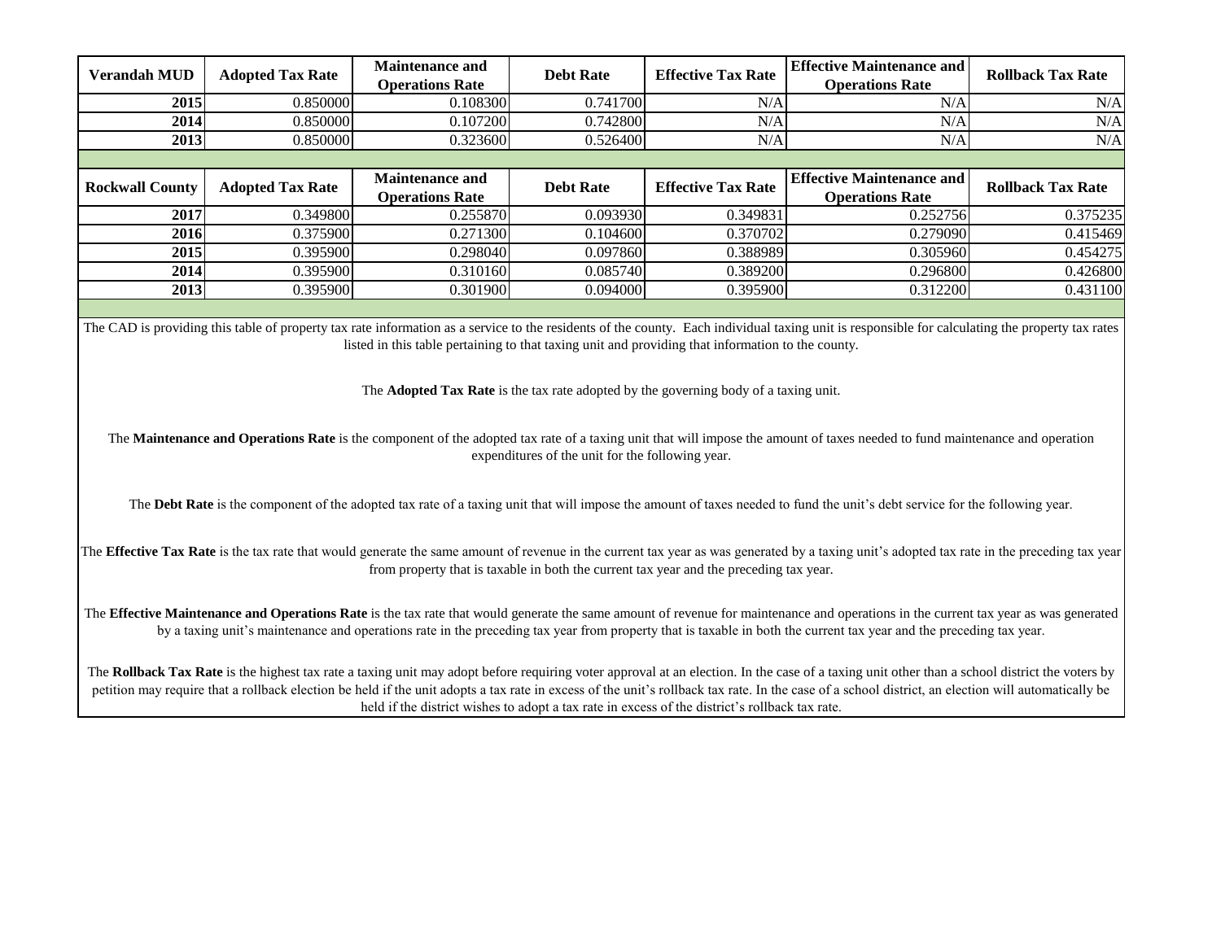| Verandah MUD | Adopted Tax Rate | Maintenance and Operations Rate | Debt Rate | Effective Tax Rate | Effective Maintenance and Operations Rate | Rollback Tax Rate |
|---|---|---|---|---|---|---|
| 2015 | 0.850000 | 0.108300 | 0.741700 | N/A | N/A | N/A |
| 2014 | 0.850000 | 0.107200 | 0.742800 | N/A | N/A | N/A |
| 2013 | 0.850000 | 0.323600 | 0.526400 | N/A | N/A | N/A |

| Rockwall County | Adopted Tax Rate | Maintenance and Operations Rate | Debt Rate | Effective Tax Rate | Effective Maintenance and Operations Rate | Rollback Tax Rate |
|---|---|---|---|---|---|---|
| 2017 | 0.349800 | 0.255870 | 0.093930 | 0.349831 | 0.252756 | 0.375235 |
| 2016 | 0.375900 | 0.271300 | 0.104600 | 0.370702 | 0.279090 | 0.415469 |
| 2015 | 0.395900 | 0.298040 | 0.097860 | 0.388989 | 0.305960 | 0.454275 |
| 2014 | 0.395900 | 0.310160 | 0.085740 | 0.389200 | 0.296800 | 0.426800 |
| 2013 | 0.395900 | 0.301900 | 0.094000 | 0.395900 | 0.312200 | 0.431100 |

The CAD is providing this table of property tax rate information as a service to the residents of the county. Each individual taxing unit is responsible for calculating the property tax rates listed in this table pertaining to that taxing unit and providing that information to the county.

The **Adopted Tax Rate** is the tax rate adopted by the governing body of a taxing unit.

The **Maintenance and Operations Rate** is the component of the adopted tax rate of a taxing unit that will impose the amount of taxes needed to fund maintenance and operation expenditures of the unit for the following year.

The **Debt Rate** is the component of the adopted tax rate of a taxing unit that will impose the amount of taxes needed to fund the unit's debt service for the following year.

The **Effective Tax Rate** is the tax rate that would generate the same amount of revenue in the current tax year as was generated by a taxing unit's adopted tax rate in the preceding tax year from property that is taxable in both the current tax year and the preceding tax year.

The **Effective Maintenance and Operations Rate** is the tax rate that would generate the same amount of revenue for maintenance and operations in the current tax year as was generated by a taxing unit's maintenance and operations rate in the preceding tax year from property that is taxable in both the current tax year and the preceding tax year.

The **Rollback Tax Rate** is the highest tax rate a taxing unit may adopt before requiring voter approval at an election. In the case of a taxing unit other than a school district the voters by petition may require that a rollback election be held if the unit adopts a tax rate in excess of the unit's rollback tax rate. In the case of a school district, an election will automatically be held if the district wishes to adopt a tax rate in excess of the district's rollback tax rate.